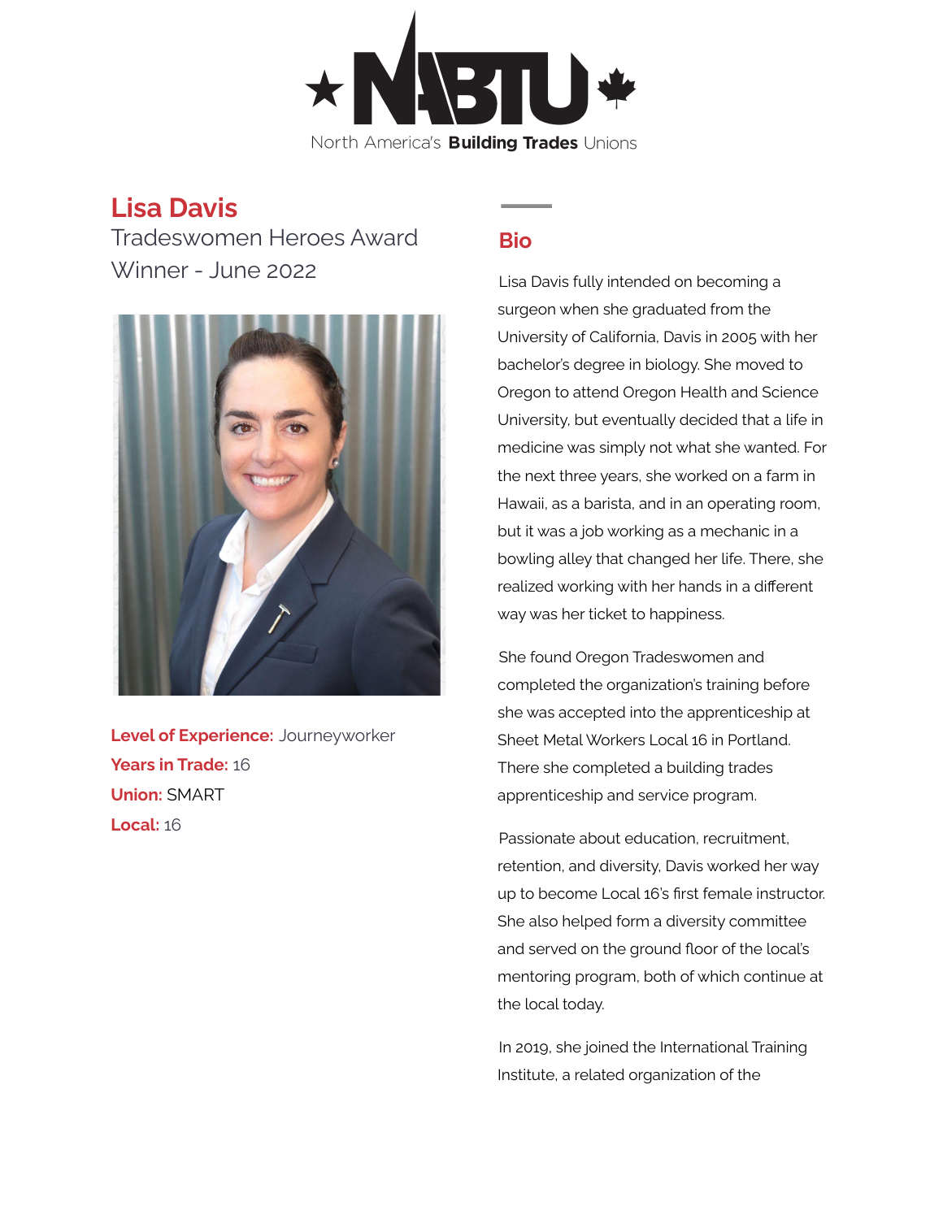NABTU

North America's **Building Trades** Unions

# Lisa Davis

Tradeswomen Heroes Award Winner - June 2022

**Level of Experience:** Journeyworker
**Years in Trade:** 16
**Union:** SMART
**Local:** 16

## Bio

Lisa Davis fully intended on becoming a surgeon when she graduated from the University of California, Davis in 2005 with her bachelor's degree in biology. She moved to Oregon to attend Oregon Health and Science University, but eventually decided that a life in medicine was simply not what she wanted. For the next three years, she worked on a farm in Hawaii, as a barista, and in an operating room, but it was a job working as a mechanic in a bowling alley that changed her life. There, she realized working with her hands in a different way was her ticket to happiness.

She found Oregon Tradeswomen and completed the organization's training before she was accepted into the apprenticeship at Sheet Metal Workers Local 16 in Portland. There she completed a building trades apprenticeship and service program.

Passionate about education, recruitment, retention, and diversity, Davis worked her way up to become Local 16's first female instructor. She also helped form a diversity committee and served on the ground floor of the local's mentoring program, both of which continue at the local today.

In 2019, she joined the International Training Institute, a related organization of the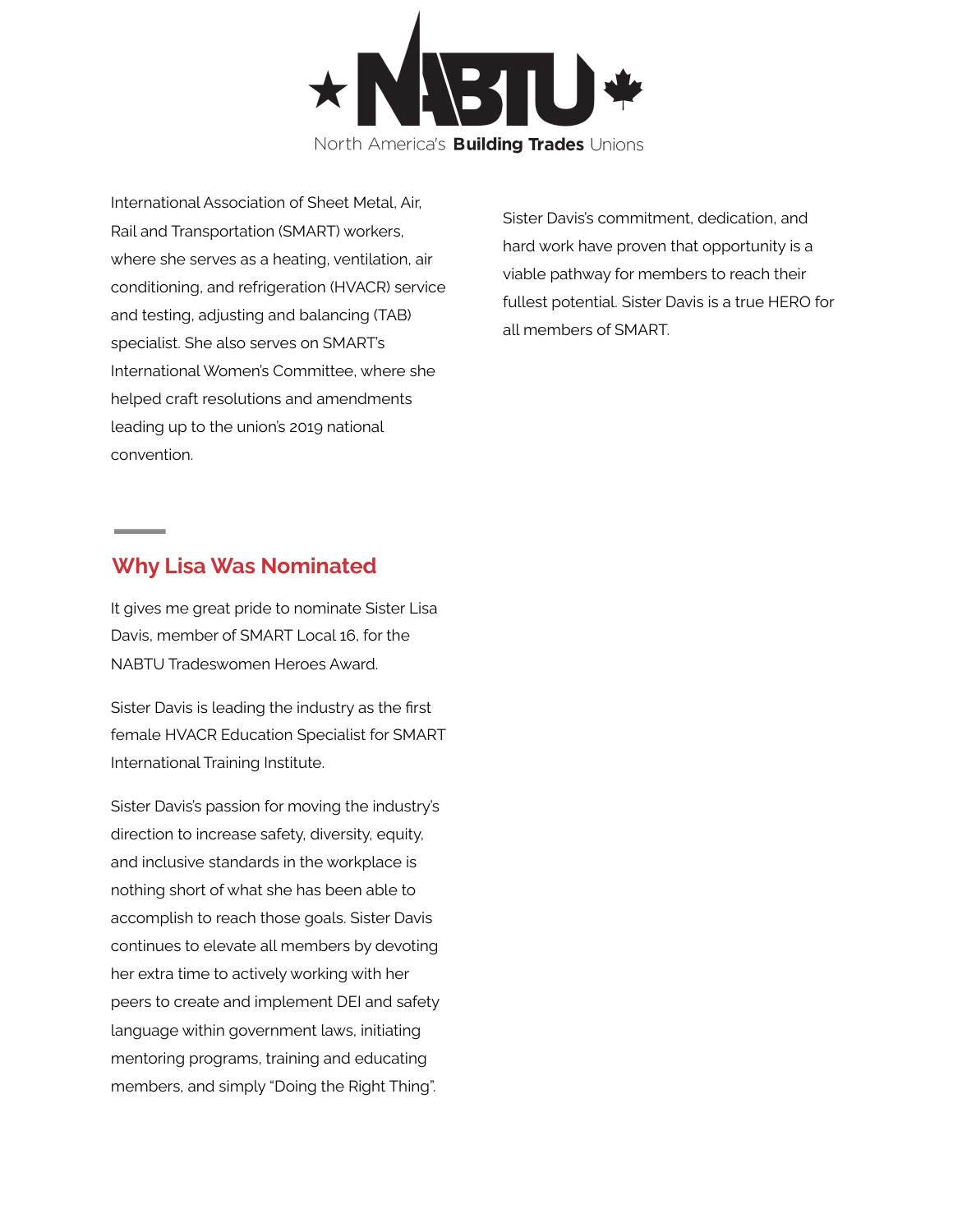International Association of Sheet Metal, Air, Rail and Transportation (SMART) workers, where she serves as a heating, ventilation, air conditioning, and refrigeration (HVACR) service and testing, adjusting and balancing (TAB) specialist. She also serves on SMART's International Women's Committee, where she helped craft resolutions and amendments leading up to the union's 2019 national convention.

## Why Lisa Was Nominated

It gives me great pride to nominate Sister Lisa Davis, member of SMART Local 16, for the NABTU Tradeswomen Heroes Award.

Sister Davis is leading the industry as the first female HVACR Education Specialist for SMART International Training Institute.

Sister Davis's passion for moving the industry's direction to increase safety, diversity, equity, and inclusive standards in the workplace is nothing short of what she has been able to accomplish to reach those goals. Sister Davis continues to elevate all members by devoting her extra time to actively working with her peers to create and implement DEI and safety language within government laws, initiating mentoring programs, training and educating members, and simply "Doing the Right Thing".

Sister Davis's commitment, dedication, and hard work have proven that opportunity is a viable pathway for members to reach their fullest potential. Sister Davis is a true HERO for all members of SMART.